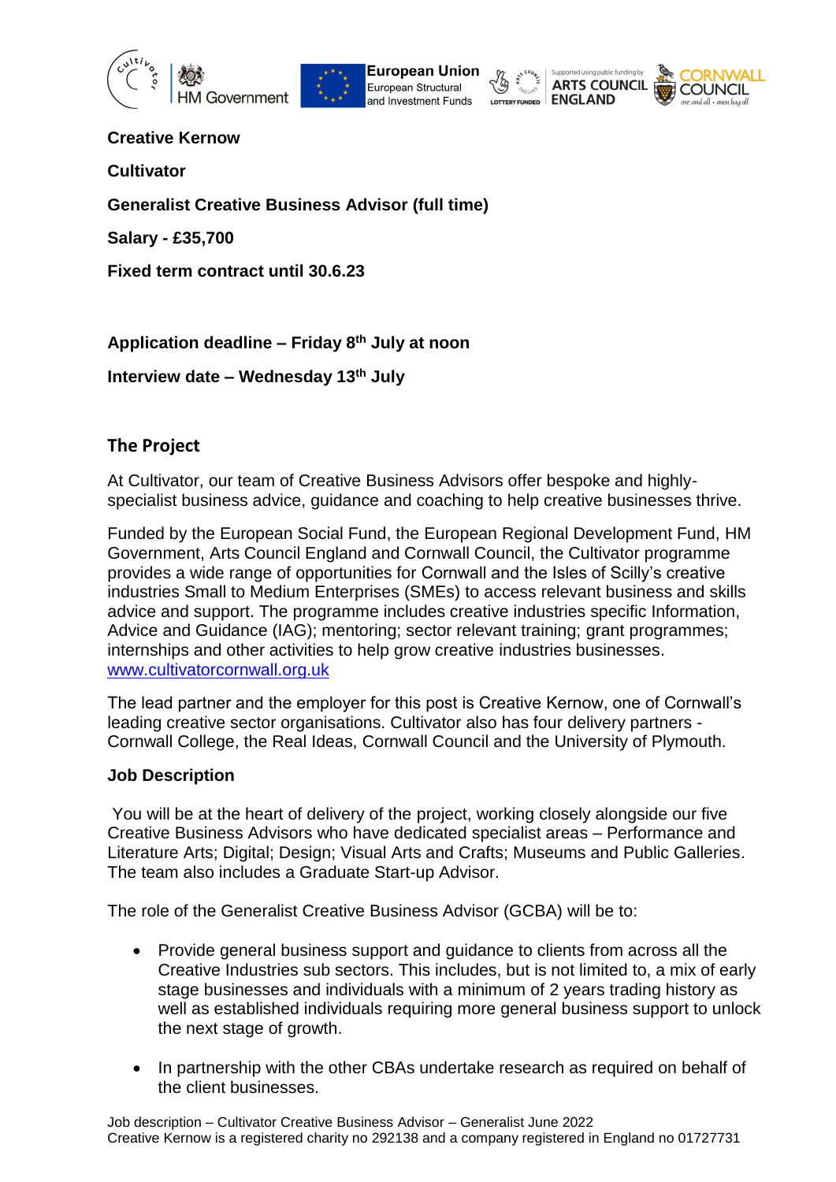**Creative Kernow**

**Cultivator**

**Generalist Creative Business Advisor (full time)**

**Salary - £35,700**

**Fixed term contract until 30.6.23**

**Application deadline – Friday 8th July at noon**

**Interview date – Wednesday 13th July**

## The Project

At Cultivator, our team of Creative Business Advisors offer bespoke and highly-specialist business advice, guidance and coaching to help creative businesses thrive.

Funded by the European Social Fund, the European Regional Development Fund, HM Government, Arts Council England and Cornwall Council, the Cultivator programme provides a wide range of opportunities for Cornwall and the Isles of Scilly's creative industries Small to Medium Enterprises (SMEs) to access relevant business and skills advice and support. The programme includes creative industries specific Information, Advice and Guidance (IAG); mentoring; sector relevant training; grant programmes; internships and other activities to help grow creative industries businesses. [www.cultivatorcornwall.org.uk](http://www.cultivatorcornwall.org.uk)

The lead partner and the employer for this post is Creative Kernow, one of Cornwall's leading creative sector organisations. Cultivator also has four delivery partners - Cornwall College, the Real Ideas, Cornwall Council and the University of Plymouth.

### Job Description

You will be at the heart of delivery of the project, working closely alongside our five Creative Business Advisors who have dedicated specialist areas – Performance and Literature Arts; Digital; Design; Visual Arts and Crafts; Museums and Public Galleries. The team also includes a Graduate Start-up Advisor.

The role of the Generalist Creative Business Advisor (GCBA) will be to:

- Provide general business support and guidance to clients from across all the Creative Industries sub sectors. This includes, but is not limited to, a mix of early stage businesses and individuals with a minimum of 2 years trading history as well as established individuals requiring more general business support to unlock the next stage of growth.
- In partnership with the other CBAs undertake research as required on behalf of the client businesses.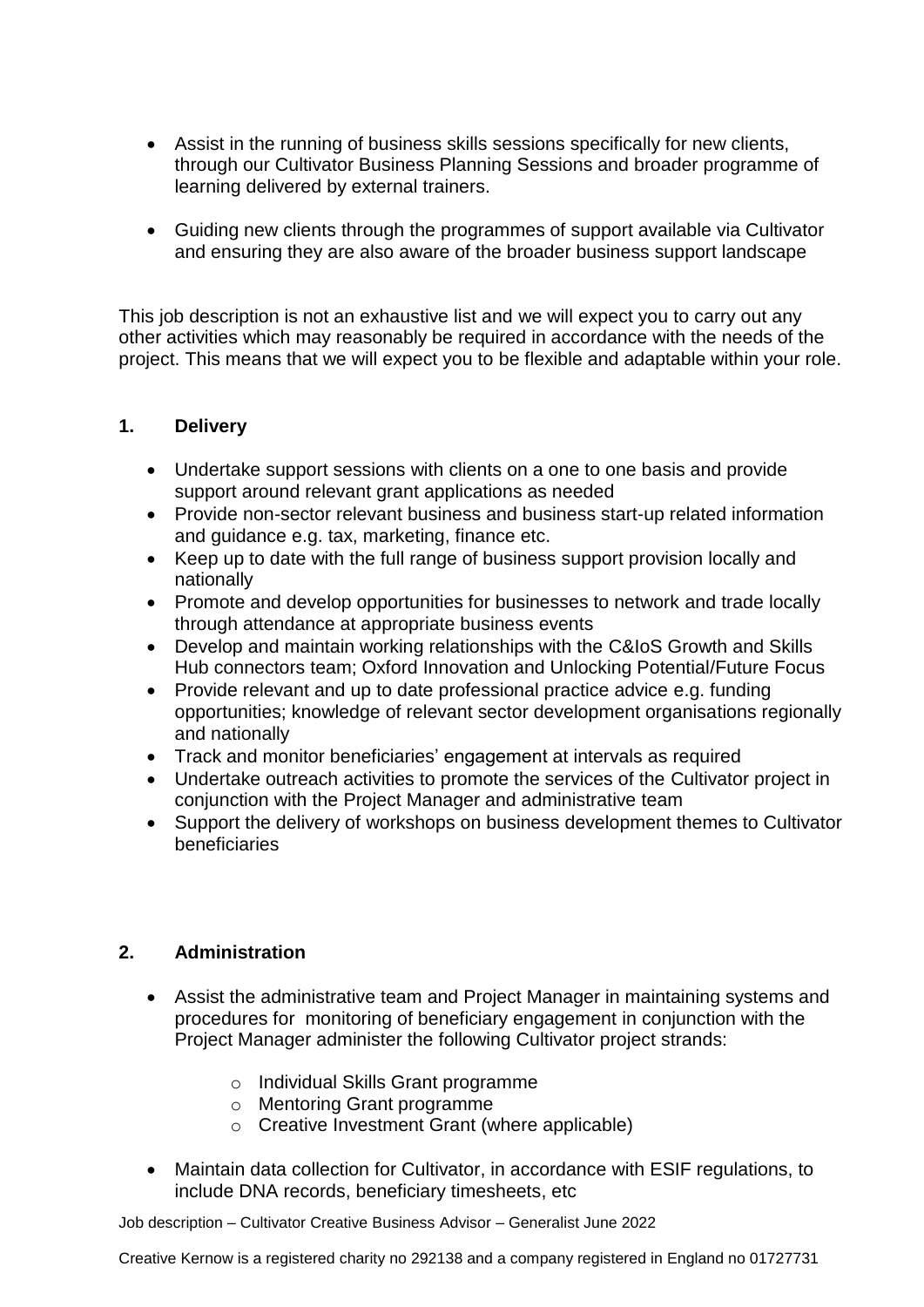- Assist in the running of business skills sessions specifically for new clients, through our Cultivator Business Planning Sessions and broader programme of learning delivered by external trainers.

- Guiding new clients through the programmes of support available via Cultivator and ensuring they are also aware of the broader business support landscape

This job description is not an exhaustive list and we will expect you to carry out any other activities which may reasonably be required in accordance with the needs of the project. This means that we will expect you to be flexible and adaptable within your role.

## 1. Delivery

- Undertake support sessions with clients on a one to one basis and provide support around relevant grant applications as needed
- Provide non-sector relevant business and business start-up related information and guidance e.g. tax, marketing, finance etc.
- Keep up to date with the full range of business support provision locally and nationally
- Promote and develop opportunities for businesses to network and trade locally through attendance at appropriate business events
- Develop and maintain working relationships with the C&IoS Growth and Skills Hub connectors team; Oxford Innovation and Unlocking Potential/Future Focus
- Provide relevant and up to date professional practice advice e.g. funding opportunities; knowledge of relevant sector development organisations regionally and nationally
- Track and monitor beneficiaries' engagement at intervals as required
- Undertake outreach activities to promote the services of the Cultivator project in conjunction with the Project Manager and administrative team
- Support the delivery of workshops on business development themes to Cultivator beneficiaries

## 2. Administration

- Assist the administrative team and Project Manager in maintaining systems and procedures for monitoring of beneficiary engagement in conjunction with the Project Manager administer the following Cultivator project strands:
  - Individual Skills Grant programme
  - Mentoring Grant programme
  - Creative Investment Grant (where applicable)
- Maintain data collection for Cultivator, in accordance with ESIF regulations, to include DNA records, beneficiary timesheets, etc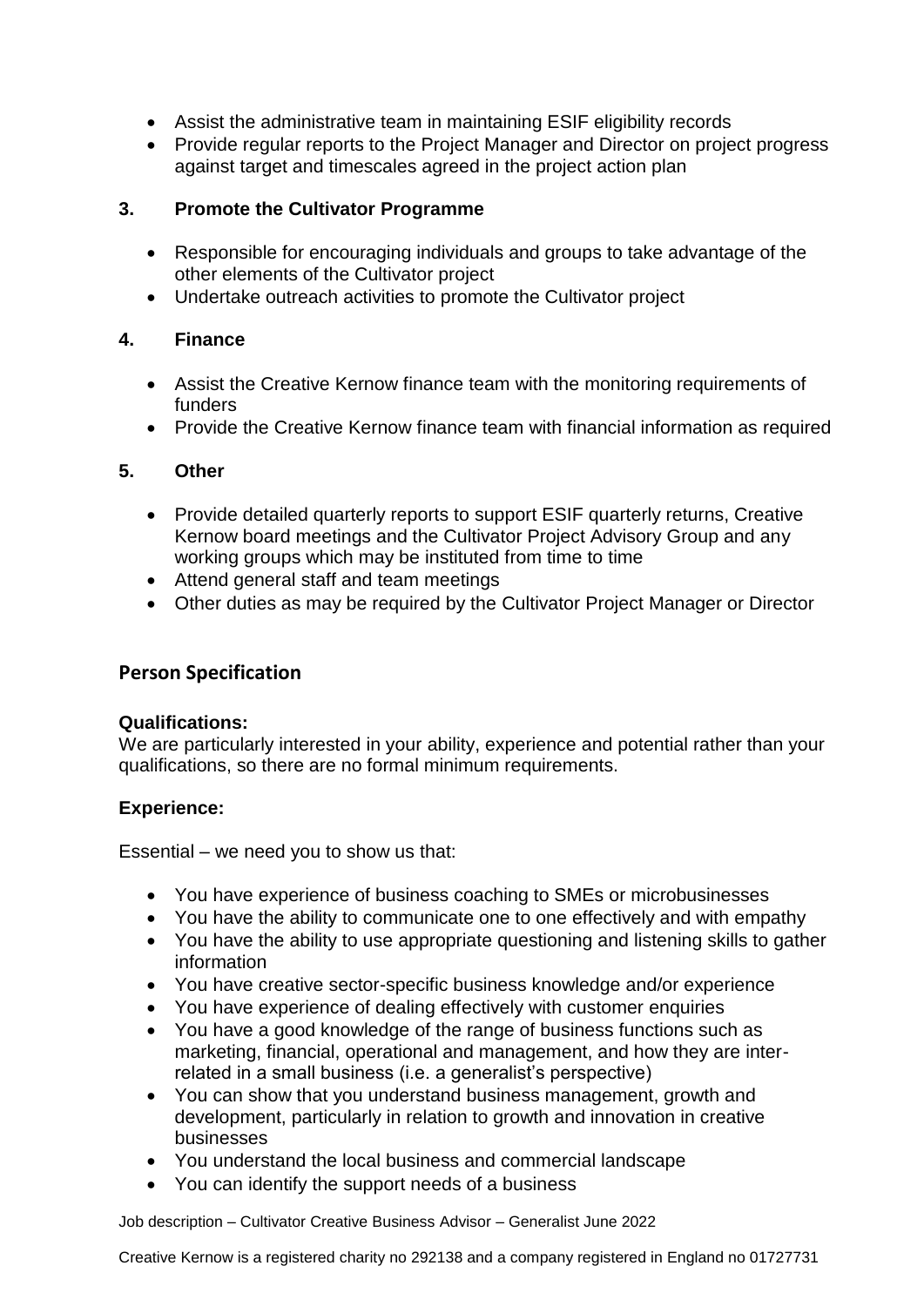- Assist the administrative team in maintaining ESIF eligibility records
- Provide regular reports to the Project Manager and Director on project progress against target and timescales agreed in the project action plan

### 3. Promote the Cultivator Programme

- Responsible for encouraging individuals and groups to take advantage of the other elements of the Cultivator project
- Undertake outreach activities to promote the Cultivator project

### 4. Finance

- Assist the Creative Kernow finance team with the monitoring requirements of funders
- Provide the Creative Kernow finance team with financial information as required

### 5. Other

- Provide detailed quarterly reports to support ESIF quarterly returns, Creative Kernow board meetings and the Cultivator Project Advisory Group and any working groups which may be instituted from time to time
- Attend general staff and team meetings
- Other duties as may be required by the Cultivator Project Manager or Director

## Person Specification

**Qualifications:**
We are particularly interested in your ability, experience and potential rather than your qualifications, so there are no formal minimum requirements.

**Experience:**

Essential – we need you to show us that:

- You have experience of business coaching to SMEs or microbusinesses
- You have the ability to communicate one to one effectively and with empathy
- You have the ability to use appropriate questioning and listening skills to gather information
- You have creative sector-specific business knowledge and/or experience
- You have experience of dealing effectively with customer enquiries
- You have a good knowledge of the range of business functions such as marketing, financial, operational and management, and how they are inter-related in a small business (i.e. a generalist's perspective)
- You can show that you understand business management, growth and development, particularly in relation to growth and innovation in creative businesses
- You understand the local business and commercial landscape
- You can identify the support needs of a business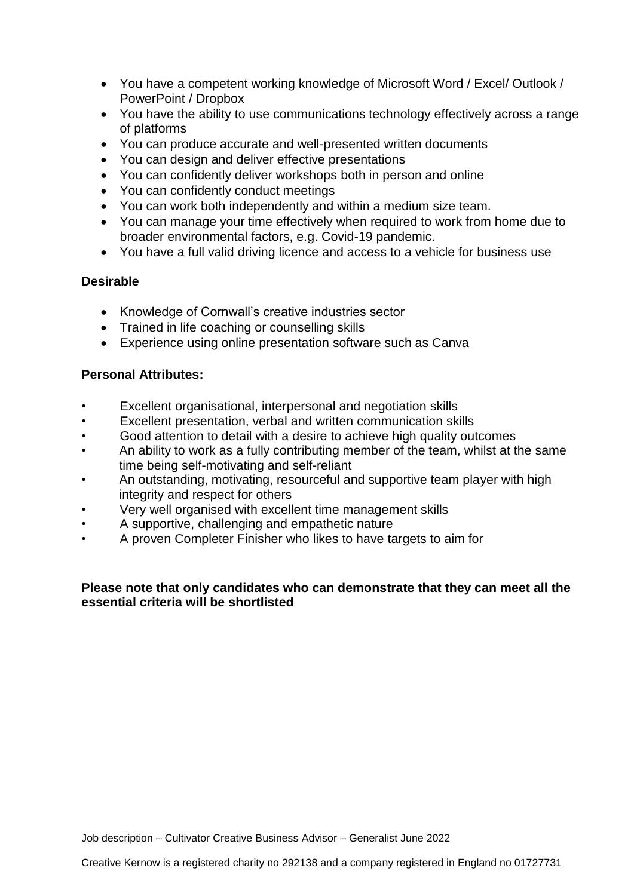- You have a competent working knowledge of Microsoft Word / Excel/ Outlook / PowerPoint / Dropbox
- You have the ability to use communications technology effectively across a range of platforms
- You can produce accurate and well-presented written documents
- You can design and deliver effective presentations
- You can confidently deliver workshops both in person and online
- You can confidently conduct meetings
- You can work both independently and within a medium size team.
- You can manage your time effectively when required to work from home due to broader environmental factors, e.g. Covid-19 pandemic.
- You have a full valid driving licence and access to a vehicle for business use

**Desirable**

- Knowledge of Cornwall's creative industries sector
- Trained in life coaching or counselling skills
- Experience using online presentation software such as Canva

**Personal Attributes:**

- Excellent organisational, interpersonal and negotiation skills
- Excellent presentation, verbal and written communication skills
- Good attention to detail with a desire to achieve high quality outcomes
- An ability to work as a fully contributing member of the team, whilst at the same time being self-motivating and self-reliant
- An outstanding, motivating, resourceful and supportive team player with high integrity and respect for others
- Very well organised with excellent time management skills
- A supportive, challenging and empathetic nature
- A proven Completer Finisher who likes to have targets to aim for

**Please note that only candidates who can demonstrate that they can meet all the essential criteria will be shortlisted**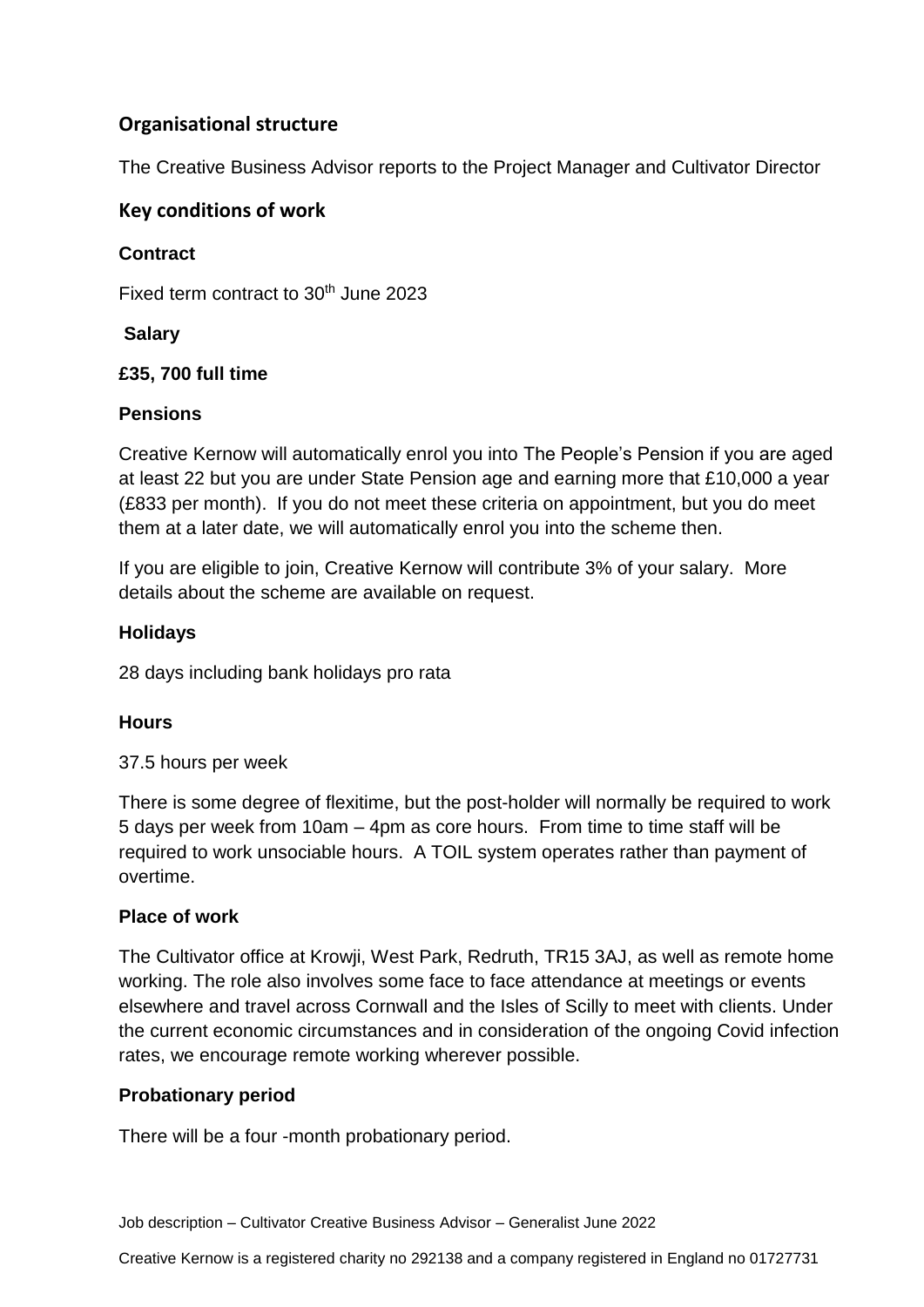## Organisational structure

The Creative Business Advisor reports to the Project Manager and Cultivator Director

## Key conditions of work

### Contract

Fixed term contract to 30th June 2023

### Salary

**£35, 700 full time**

### Pensions

Creative Kernow will automatically enrol you into The People's Pension if you are aged at least 22 but you are under State Pension age and earning more that £10,000 a year (£833 per month). If you do not meet these criteria on appointment, but you do meet them at a later date, we will automatically enrol you into the scheme then.

If you are eligible to join, Creative Kernow will contribute 3% of your salary. More details about the scheme are available on request.

### Holidays

28 days including bank holidays pro rata

### Hours

37.5 hours per week

There is some degree of flexitime, but the post-holder will normally be required to work 5 days per week from 10am – 4pm as core hours. From time to time staff will be required to work unsociable hours. A TOIL system operates rather than payment of overtime.

### Place of work

The Cultivator office at Krowji, West Park, Redruth, TR15 3AJ, as well as remote home working. The role also involves some face to face attendance at meetings or events elsewhere and travel across Cornwall and the Isles of Scilly to meet with clients. Under the current economic circumstances and in consideration of the ongoing Covid infection rates, we encourage remote working wherever possible.

### Probationary period

There will be a four -month probationary period.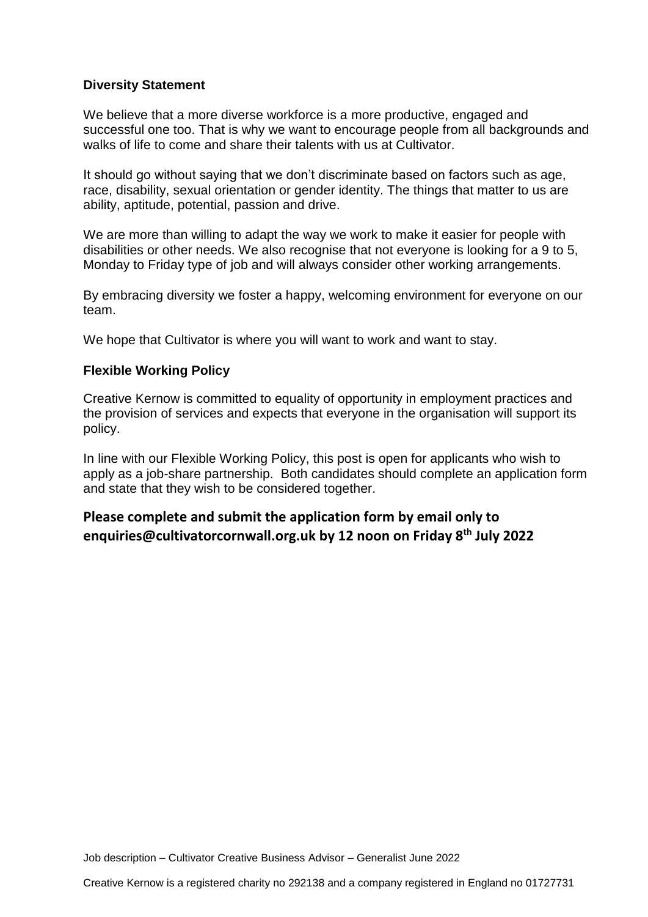### Diversity Statement

We believe that a more diverse workforce is a more productive, engaged and successful one too. That is why we want to encourage people from all backgrounds and walks of life to come and share their talents with us at Cultivator.

It should go without saying that we don't discriminate based on factors such as age, race, disability, sexual orientation or gender identity. The things that matter to us are ability, aptitude, potential, passion and drive.

We are more than willing to adapt the way we work to make it easier for people with disabilities or other needs. We also recognise that not everyone is looking for a 9 to 5, Monday to Friday type of job and will always consider other working arrangements.

By embracing diversity we foster a happy, welcoming environment for everyone on our team.

We hope that Cultivator is where you will want to work and want to stay.

### Flexible Working Policy

Creative Kernow is committed to equality of opportunity in employment practices and the provision of services and expects that everyone in the organisation will support its policy.

In line with our Flexible Working Policy, this post is open for applicants who wish to apply as a job-share partnership. Both candidates should complete an application form and state that they wish to be considered together.

**Please complete and submit the application form by email only to enquiries@cultivatorcornwall.org.uk by 12 noon on Friday 8th July 2022**

Job description – Cultivator Creative Business Advisor – Generalist June 2022

Creative Kernow is a registered charity no 292138 and a company registered in England no 01727731